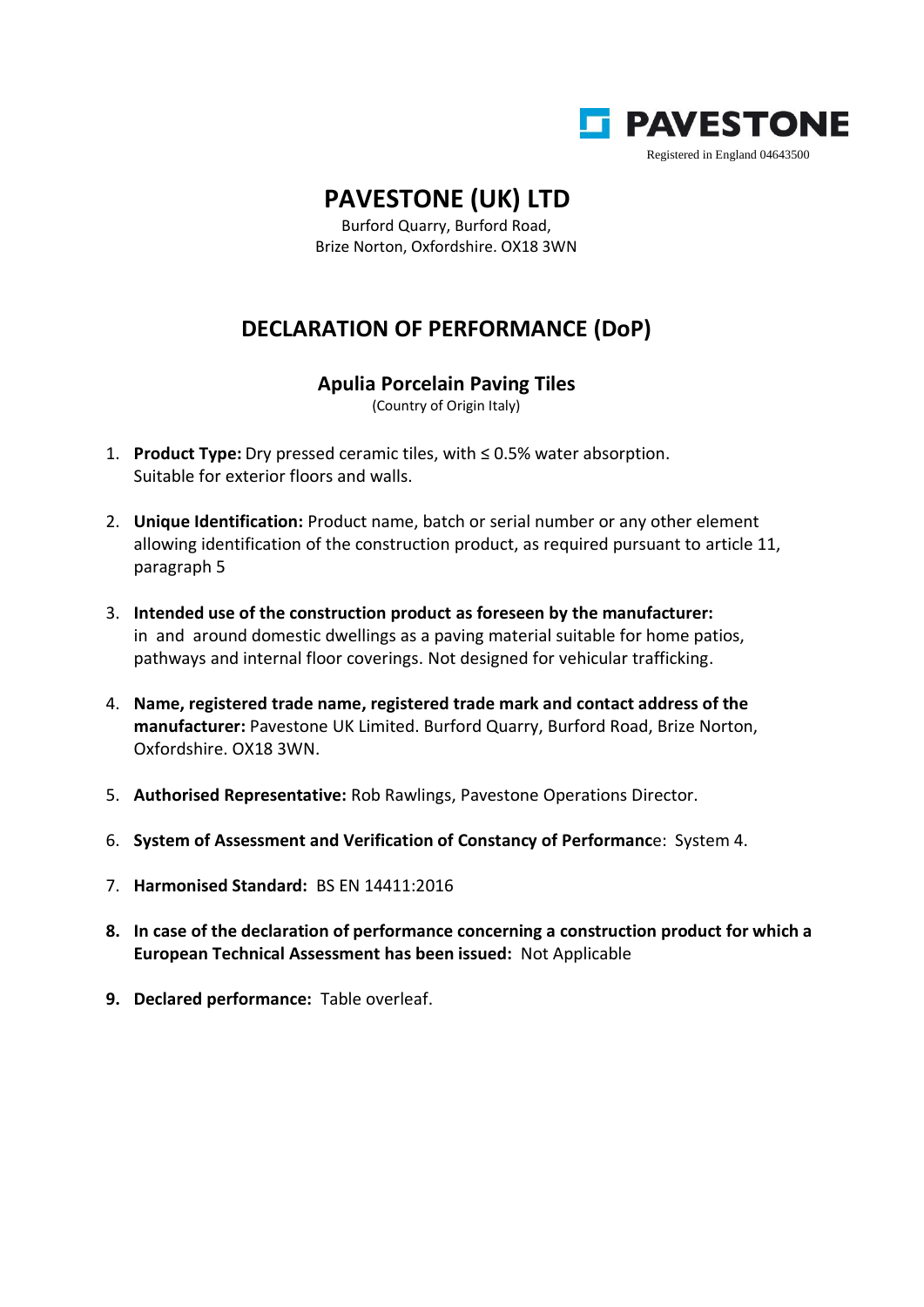PAVESTONE

Registered in England 04643500

# PAVESTONE (UK) LTD

Burford Quarry, Burford Road,
Brize Norton, Oxfordshire. OX18 3WN

## DECLARATION OF PERFORMANCE (DoP)

### Apulia Porcelain Paving Tiles

(Country of Origin Italy)

1. **Product Type:** Dry pressed ceramic tiles, with ≤ 0.5% water absorption. Suitable for exterior floors and walls.

2. **Unique Identification:** Product name, batch or serial number or any other element allowing identification of the construction product, as required pursuant to article 11, paragraph 5

3. **Intended use of the construction product as foreseen by the manufacturer:** in and around domestic dwellings as a paving material suitable for home patios, pathways and internal floor coverings. Not designed for vehicular trafficking.

4. **Name, registered trade name, registered trade mark and contact address of the manufacturer:** Pavestone UK Limited. Burford Quarry, Burford Road, Brize Norton, Oxfordshire. OX18 3WN.

5. **Authorised Representative:** Rob Rawlings, Pavestone Operations Director.

6. **System of Assessment and Verification of Constancy of Performance**: System 4.

7. **Harmonised Standard:** BS EN 14411:2016

8. **In case of the declaration of performance concerning a construction product for which a European Technical Assessment has been issued:** Not Applicable

9. **Declared performance:** Table overleaf.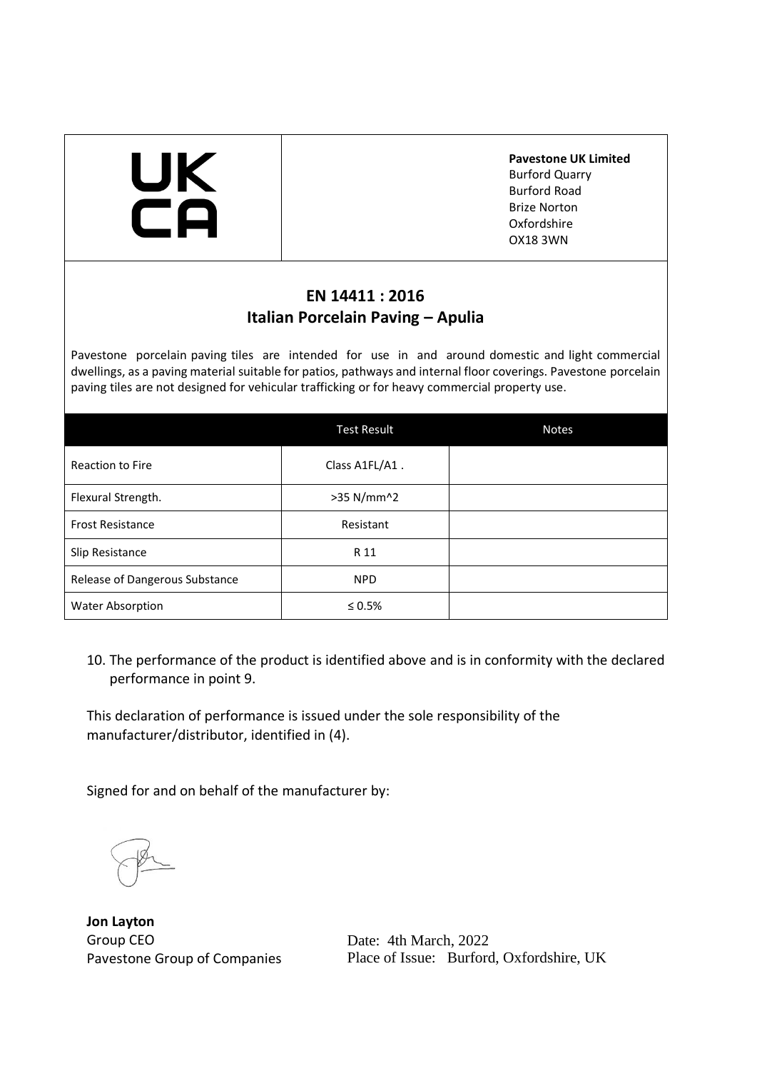UK
CA

**Pavestone UK Limited**
Burford Quarry
Burford Road
Brize Norton
Oxfordshire
OX18 3WN

## EN 14411 : 2016
## Italian Porcelain Paving – Apulia

Pavestone porcelain paving tiles are intended for use in and around domestic and light commercial dwellings, as a paving material suitable for patios, pathways and internal floor coverings. Pavestone porcelain paving tiles are not designed for vehicular trafficking or for heavy commercial property use.

| | Test Result | Notes |
|---|---|---|
| Reaction to Fire | Class A1FL/A1 . | |
| Flexural Strength. | >35 N/mm^2 | |
| Frost Resistance | Resistant | |
| Slip Resistance | R 11 | |
| Release of Dangerous Substance | NPD | |
| Water Absorption | ≤ 0.5% | |

10. The performance of the product is identified above and is in conformity with the declared performance in point 9.

This declaration of performance is issued under the sole responsibility of the manufacturer/distributor, identified in (4).

Signed for and on behalf of the manufacturer by:

**Jon Layton**
Group CEO
Pavestone Group of Companies

Date: 4th March, 2022
Place of Issue: Burford, Oxfordshire, UK